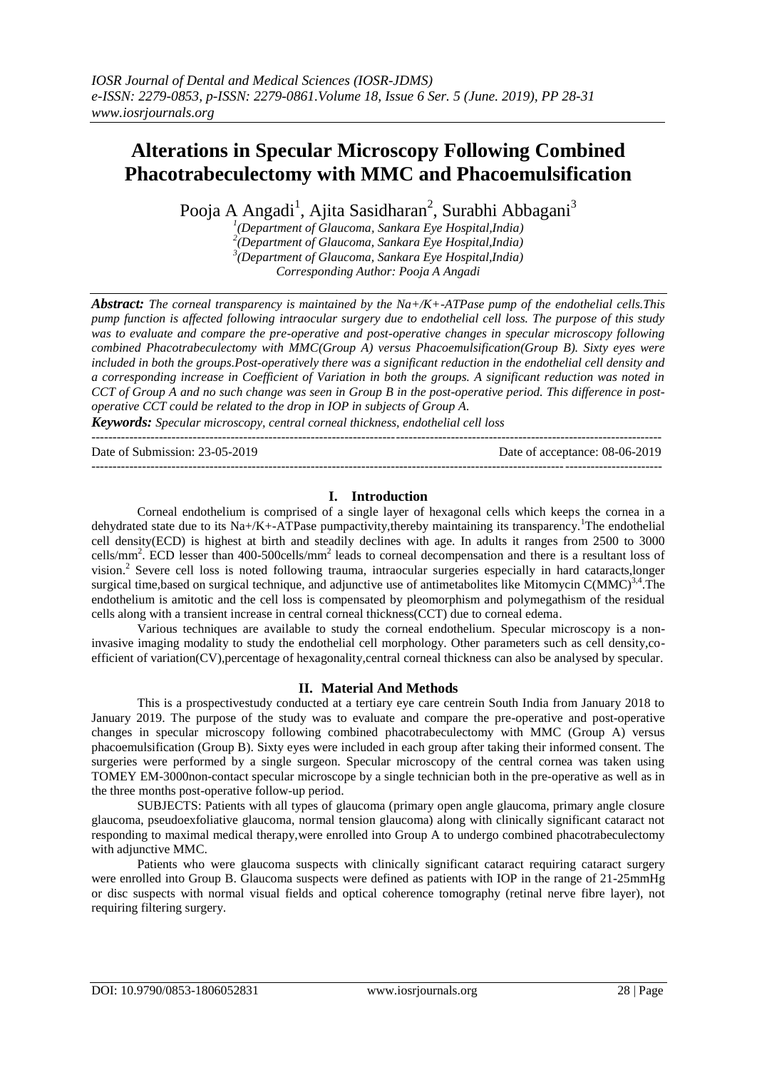# Alterations in Specular Microscopy Following Combined Phacotrabeculectomy with MMC and Phacoemulsification

Pooja A Angadi[1], Ajita Sasidharan[2], Surabhi Abbagani[3]

[1](Department of Glaucoma, Sankara Eye Hospital,India)
[2](Department of Glaucoma, Sankara Eye Hospital,India)
[3](Department of Glaucoma, Sankara Eye Hospital,India)
*Corresponding Author: Pooja A Angadi*

***Abstract:** The corneal transparency is maintained by the Na+/K+-ATPase pump of the endothelial cells.This pump function is affected following intraocular surgery due to endothelial cell loss. The purpose of this study was to evaluate and compare the pre-operative and post-operative changes in specular microscopy following combined Phacotrabeculectomy with MMC(Group A) versus Phacoemulsification(Group B). Sixty eyes were included in both the groups.Post-operatively there was a significant reduction in the endothelial cell density and a corresponding increase in Coefficient of Variation in both the groups. A significant reduction was noted in CCT of Group A and no such change was seen in Group B in the post-operative period. This difference in post-operative CCT could be related to the drop in IOP in subjects of Group A.*

***Keywords:** Specular microscopy, central corneal thickness, endothelial cell loss*

---

Date of Submission: 23-05-2019 Date of acceptance: 08-06-2019

---

## I. Introduction

Corneal endothelium is comprised of a single layer of hexagonal cells which keeps the cornea in a dehydrated state due to its Na+/K+-ATPase pumpactivity,thereby maintaining its transparency.[1]The endothelial cell density(ECD) is highest at birth and steadily declines with age. In adults it ranges from 2500 to 3000 cells/mm$^2$. ECD lesser than 400-500cells/mm$^2$ leads to corneal decompensation and there is a resultant loss of vision.[2] Severe cell loss is noted following trauma, intraocular surgeries especially in hard cataracts,longer surgical time,based on surgical technique, and adjunctive use of antimetabolites like Mitomycin C(MMC)[3,4].The endothelium is amitotic and the cell loss is compensated by pleomorphism and polymegathism of the residual cells along with a transient increase in central corneal thickness(CCT) due to corneal edema.

Various techniques are available to study the corneal endothelium. Specular microscopy is a non-invasive imaging modality to study the endothelial cell morphology. Other parameters such as cell density,co-efficient of variation(CV),percentage of hexagonality,central corneal thickness can also be analysed by specular.

## II. Material And Methods

This is a prospectivestudy conducted at a tertiary eye care centrein South India from January 2018 to January 2019. The purpose of the study was to evaluate and compare the pre-operative and post-operative changes in specular microscopy following combined phacotrabeculectomy with MMC (Group A) versus phacoemulsification (Group B). Sixty eyes were included in each group after taking their informed consent. The surgeries were performed by a single surgeon. Specular microscopy of the central cornea was taken using TOMEY EM-3000non-contact specular microscope by a single technician both in the pre-operative as well as in the three months post-operative follow-up period.

SUBJECTS: Patients with all types of glaucoma (primary open angle glaucoma, primary angle closure glaucoma, pseudoexfoliative glaucoma, normal tension glaucoma) along with clinically significant cataract not responding to maximal medical therapy,were enrolled into Group A to undergo combined phacotrabeculectomy with adjunctive MMC.

Patients who were glaucoma suspects with clinically significant cataract requiring cataract surgery were enrolled into Group B. Glaucoma suspects were defined as patients with IOP in the range of 21-25mmHg or disc suspects with normal visual fields and optical coherence tomography (retinal nerve fibre layer), not requiring filtering surgery.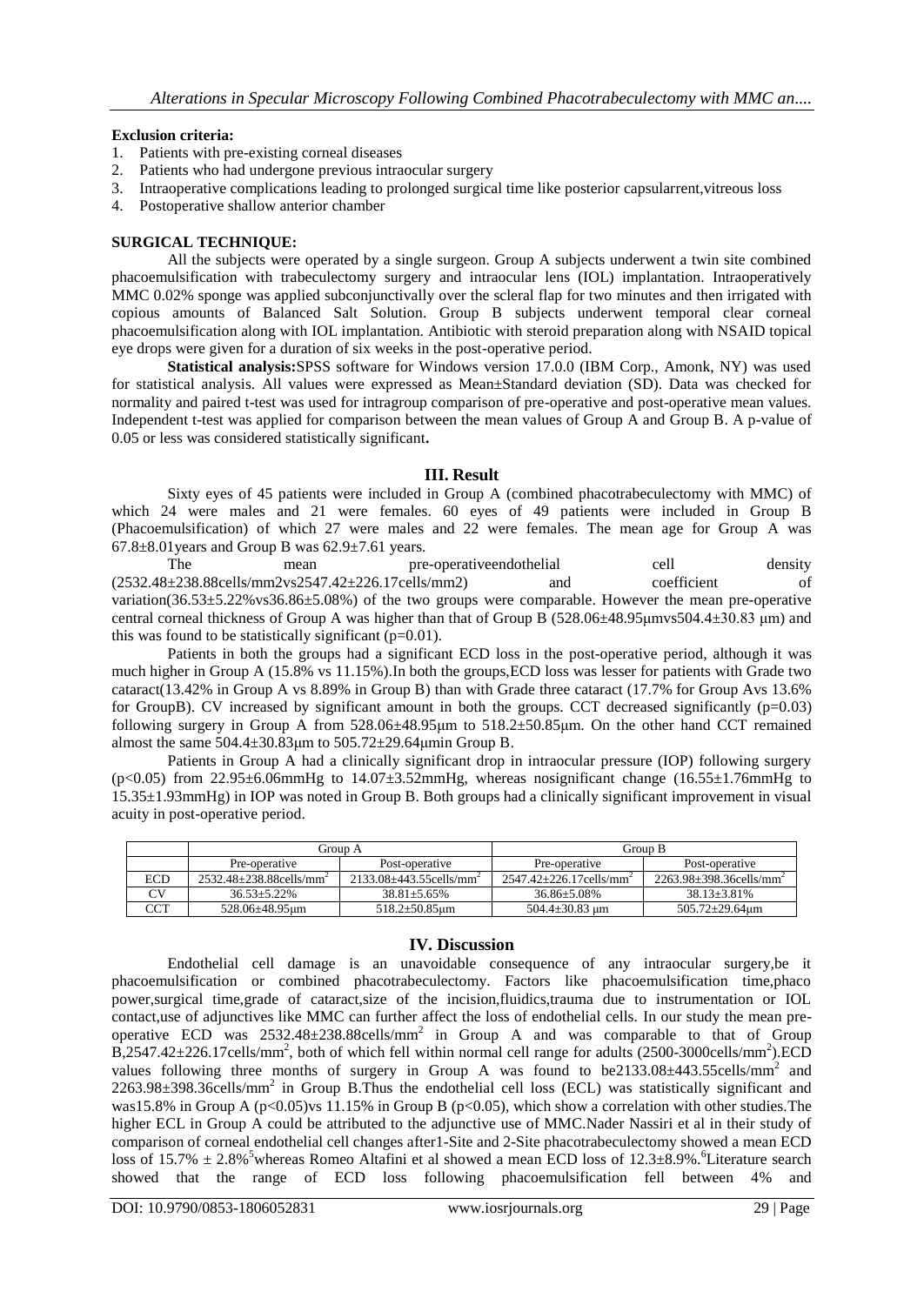**Exclusion criteria:**

1. Patients with pre-existing corneal diseases
2. Patients who had undergone previous intraocular surgery
3. Intraoperative complications leading to prolonged surgical time like posterior capsularrent,vitreous loss
4. Postoperative shallow anterior chamber

**SURGICAL TECHNIQUE:**

All the subjects were operated by a single surgeon. Group A subjects underwent a twin site combined phacoemulsification with trabeculectomy surgery and intraocular lens (IOL) implantation. Intraoperatively MMC 0.02% sponge was applied subconjunctivally over the scleral flap for two minutes and then irrigated with copious amounts of Balanced Salt Solution. Group B subjects underwent temporal clear corneal phacoemulsification along with IOL implantation. Antibiotic with steroid preparation along with NSAID topical eye drops were given for a duration of six weeks in the post-operative period.

**Statistical analysis:** SPSS software for Windows version 17.0.0 (IBM Corp., Amonk, NY) was used for statistical analysis. All values were expressed as Mean±Standard deviation (SD). Data was checked for normality and paired t-test was used for intragroup comparison of pre-operative and post-operative mean values. Independent t-test was applied for comparison between the mean values of Group A and Group B. A p-value of 0.05 or less was considered statistically significant**.**

## III. Result

Sixty eyes of 45 patients were included in Group A (combined phacotrabeculectomy with MMC) of which 24 were males and 21 were females. 60 eyes of 49 patients were included in Group B (Phacoemulsification) of which 27 were males and 22 were females. The mean age for Group A was 67.8±8.01years and Group B was 62.9±7.61 years.

The mean pre-operativeendothelial cell density (2532.48±238.88cells/mm2vs2547.42±226.17cells/mm2) and coefficient of variation(36.53±5.22%vs36.86±5.08%) of the two groups were comparable. However the mean pre-operative central corneal thickness of Group A was higher than that of Group B (528.06±48.95μmvs504.4±30.83 μm) and this was found to be statistically significant (p=0.01).

Patients in both the groups had a significant ECD loss in the post-operative period, although it was much higher in Group A (15.8% vs 11.15%).In both the groups,ECD loss was lesser for patients with Grade two cataract(13.42% in Group A vs 8.89% in Group B) than with Grade three cataract (17.7% for Group Avs 13.6% for GroupB). CV increased by significant amount in both the groups. CCT decreased significantly (p=0.03) following surgery in Group A from 528.06±48.95μm to 518.2±50.85μm. On the other hand CCT remained almost the same 504.4±30.83μm to 505.72±29.64μmin Group B.

Patients in Group A had a clinically significant drop in intraocular pressure (IOP) following surgery ($p<0.05$) from 22.95±6.06mmHg to 14.07±3.52mmHg, whereas nosignificant change (16.55±1.76mmHg to 15.35±1.93mmHg) in IOP was noted in Group B. Both groups had a clinically significant improvement in visual acuity in post-operative period.

| | Group A | | Group B | |
|---|---|---|---|---|
| | Pre-operative | Post-operative | Pre-operative | Post-operative |
| ECD | 2532.48±238.88cells/mm$^2$ | 2133.08±443.55cells/mm$^2$ | 2547.42±226.17cells/mm$^2$ | 2263.98±398.36cells/mm$^2$ |
| CV | 36.53±5.22% | 38.81±5.65% | 36.86±5.08% | 38.13±3.81% |
| CCT | 528.06±48.95μm | 518.2±50.85μm | 504.4±30.83 μm | 505.72±29.64μm |

## IV. Discussion

Endothelial cell damage is an unavoidable consequence of any intraocular surgery,be it phacoemulsification or combined phacotrabeculectomy. Factors like phacoemulsification time,phaco power,surgical time,grade of cataract,size of the incision,fluidics,trauma due to instrumentation or IOL contact,use of adjunctives like MMC can further affect the loss of endothelial cells. In our study the mean pre-operative ECD was 2532.48±238.88cells/mm$^2$ in Group A and was comparable to that of Group B,2547.42±226.17cells/mm$^2$, both of which fell within normal cell range for adults (2500-3000cells/mm$^2$).ECD values following three months of surgery in Group A was found to be2133.08±443.55cells/mm$^2$ and 2263.98±398.36cells/mm$^2$ in Group B.Thus the endothelial cell loss (ECL) was statistically significant and was15.8% in Group A ($p<0.05$)vs 11.15% in Group B ($p<0.05$), which show a correlation with other studies.The higher ECL in Group A could be attributed to the adjunctive use of MMC.Nader Nassiri et al in their study of comparison of corneal endothelial cell changes after1-Site and 2-Site phacotrabeculectomy showed a mean ECD loss of 15.7% ± 2.8%[5]whereas Romeo Altafini et al showed a mean ECD loss of 12.3±8.9%.[6]Literature search showed that the range of ECD loss following phacoemulsification fell between 4% and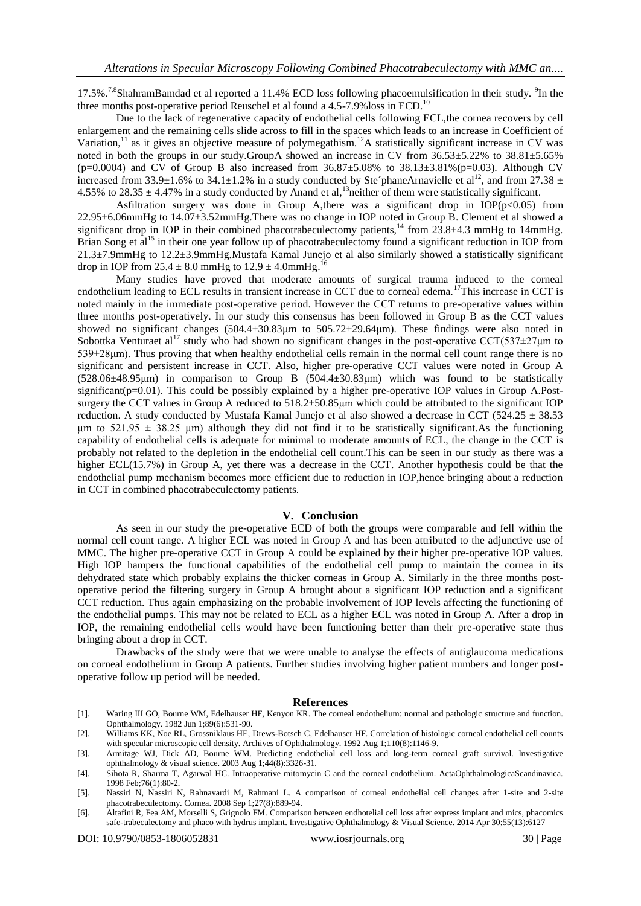17.5%.[7,8]ShahramBamdad et al reported a 11.4% ECD loss following phacoemulsification in their study. [9]In the three months post-operative period Reuschel et al found a 4.5-7.9%loss in ECD.[10]

Due to the lack of regenerative capacity of endothelial cells following ECL,the cornea recovers by cell enlargement and the remaining cells slide across to fill in the spaces which leads to an increase in Coefficient of Variation,[11] as it gives an objective measure of polymegathism.[12]A statistically significant increase in CV was noted in both the groups in our study.GroupA showed an increase in CV from 36.53±5.22% to 38.81±5.65% (p=0.0004) and CV of Group B also increased from 36.87±5.08% to 38.13±3.81%(p=0.03). Although CV increased from 33.9±1.6% to 34.1±1.2% in a study conducted by Ste´phaneArnavielle et al[12], and from 27.38 ± 4.55% to 28.35 ± 4.47% in a study conducted by Anand et al,[13]neither of them were statistically significant.

Asfiltration surgery was done in Group A,there was a significant drop in IOP($p<0.05$) from 22.95±6.06mmHg to 14.07±3.52mmHg.There was no change in IOP noted in Group B. Clement et al showed a significant drop in IOP in their combined phacotrabeculectomy patients,[14] from 23.8±4.3 mmHg to 14mmHg. Brian Song et al[15] in their one year follow up of phacotrabeculectomy found a significant reduction in IOP from 21.3±7.9mmHg to 12.2±3.9mmHg.Mustafa Kamal Junejo et al also similarly showed a statistically significant drop in IOP from 25.4 ± 8.0 mmHg to 12.9 ± 4.0mmHg.[16]

Many studies have proved that moderate amounts of surgical trauma induced to the corneal endothelium leading to ECL results in transient increase in CCT due to corneal edema.[17]This increase in CCT is noted mainly in the immediate post-operative period. However the CCT returns to pre-operative values within three months post-operatively. In our study this consensus has been followed in Group B as the CCT values showed no significant changes (504.4±30.83μm to 505.72±29.64μm). These findings were also noted in Sobottka Venturaet al[17] study who had shown no significant changes in the post-operative CCT(537±27μm to 539±28μm). Thus proving that when healthy endothelial cells remain in the normal cell count range there is no significant and persistent increase in CCT. Also, higher pre-operative CCT values were noted in Group A (528.06±48.95μm) in comparison to Group B (504.4±30.83μm) which was found to be statistically significant(p=0.01). This could be possibly explained by a higher pre-operative IOP values in Group A.Post-surgery the CCT values in Group A reduced to 518.2±50.85μm which could be attributed to the significant IOP reduction. A study conducted by Mustafa Kamal Junejo et al also showed a decrease in CCT (524.25 ± 38.53 μm to 521.95 ± 38.25 μm) although they did not find it to be statistically significant.As the functioning capability of endothelial cells is adequate for minimal to moderate amounts of ECL, the change in the CCT is probably not related to the depletion in the endothelial cell count.This can be seen in our study as there was a higher ECL(15.7%) in Group A, yet there was a decrease in the CCT. Another hypothesis could be that the endothelial pump mechanism becomes more efficient due to reduction in IOP,hence bringing about a reduction in CCT in combined phacotrabeculectomy patients.

## V. Conclusion

As seen in our study the pre-operative ECD of both the groups were comparable and fell within the normal cell count range. A higher ECL was noted in Group A and has been attributed to the adjunctive use of MMC. The higher pre-operative CCT in Group A could be explained by their higher pre-operative IOP values. High IOP hampers the functional capabilities of the endothelial cell pump to maintain the cornea in its dehydrated state which probably explains the thicker corneas in Group A. Similarly in the three months post-operative period the filtering surgery in Group A brought about a significant IOP reduction and a significant CCT reduction. Thus again emphasizing on the probable involvement of IOP levels affecting the functioning of the endothelial pumps. This may not be related to ECL as a higher ECL was noted in Group A. After a drop in IOP, the remaining endothelial cells would have been functioning better than their pre-operative state thus bringing about a drop in CCT.

Drawbacks of the study were that we were unable to analyse the effects of antiglaucoma medications on corneal endothelium in Group A patients. Further studies involving higher patient numbers and longer post-operative follow up period will be needed.

## References

[1]. Waring III GO, Bourne WM, Edelhauser HF, Kenyon KR. The corneal endothelium: normal and pathologic structure and function. Ophthalmology. 1982 Jun 1;89(6):531-90.

[2]. Williams KK, Noe RL, Grossniklaus HE, Drews-Botsch C, Edelhauser HF. Correlation of histologic corneal endothelial cell counts with specular microscopic cell density. Archives of Ophthalmology. 1992 Aug 1;110(8):1146-9.

[3]. Armitage WJ, Dick AD, Bourne WM. Predicting endothelial cell loss and long-term corneal graft survival. Investigative ophthalmology & visual science. 2003 Aug 1;44(8):3326-31.

[4]. Sihota R, Sharma T, Agarwal HC. Intraoperative mitomycin C and the corneal endothelium. ActaOphthalmologicaScandinavica. 1998 Feb;76(1):80-2.

[5]. Nassiri N, Nassiri N, Rahnavardi M, Rahmani L. A comparison of corneal endothelial cell changes after 1-site and 2-site phacotrabeculectomy. Cornea. 2008 Sep 1;27(8):889-94.

[6]. Altafini R, Fea AM, Morselli S, Grignolo FM. Comparison between endhotelial cell loss after express implant and mics, phacomics safe-trabeculectomy and phaco with hydrus implant. Investigative Ophthalmology & Visual Science. 2014 Apr 30;55(13):6127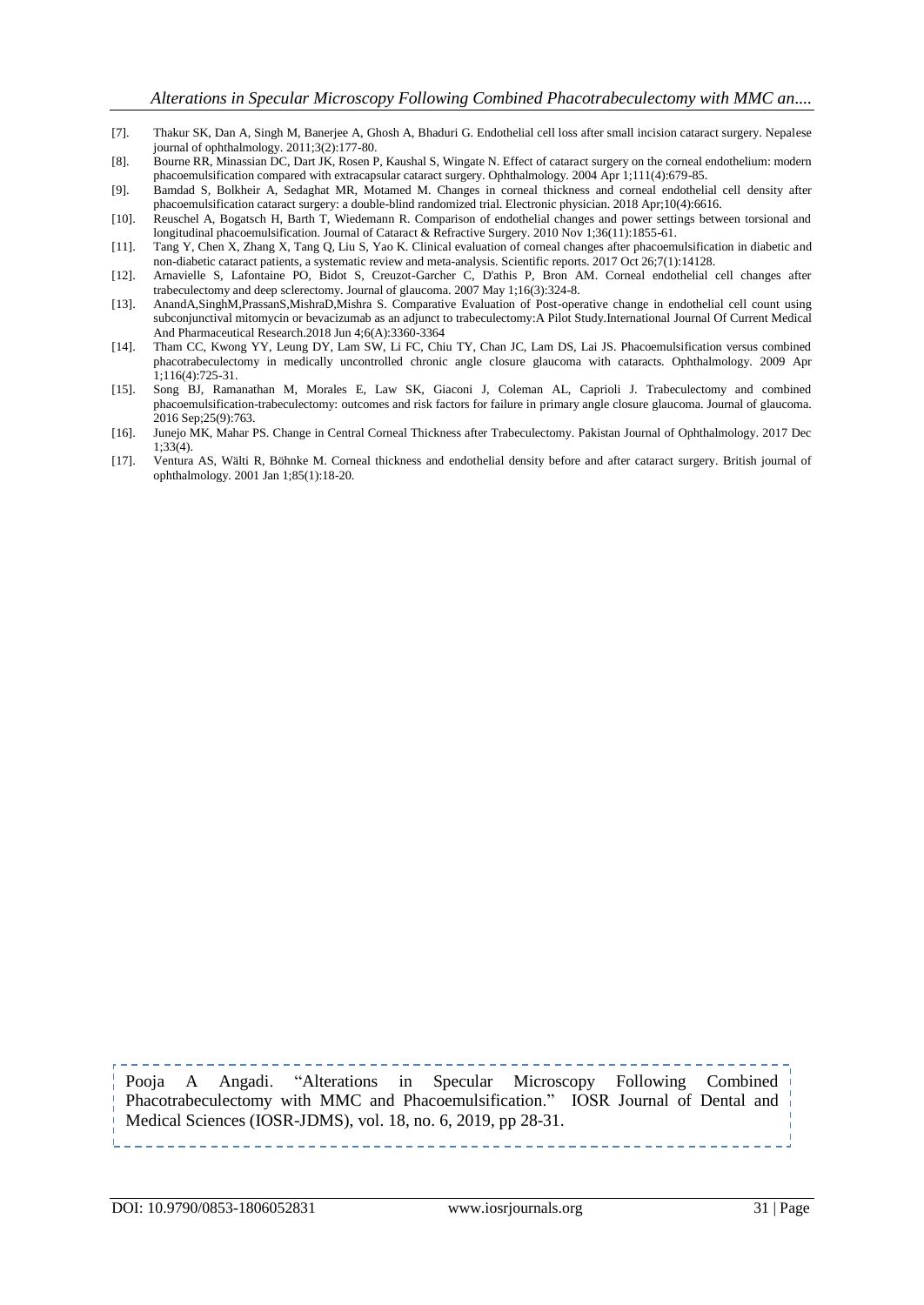[7]. Thakur SK, Dan A, Singh M, Banerjee A, Ghosh A, Bhaduri G. Endothelial cell loss after small incision cataract surgery. Nepalese journal of ophthalmology. 2011;3(2):177-80.

[8]. Bourne RR, Minassian DC, Dart JK, Rosen P, Kaushal S, Wingate N. Effect of cataract surgery on the corneal endothelium: modern phacoemulsification compared with extracapsular cataract surgery. Ophthalmology. 2004 Apr 1;111(4):679-85.

[9]. Bamdad S, Bolkheir A, Sedaghat MR, Motamed M. Changes in corneal thickness and corneal endothelial cell density after phacoemulsification cataract surgery: a double-blind randomized trial. Electronic physician. 2018 Apr;10(4):6616.

[10]. Reuschel A, Bogatsch H, Barth T, Wiedemann R. Comparison of endothelial changes and power settings between torsional and longitudinal phacoemulsification. Journal of Cataract & Refractive Surgery. 2010 Nov 1;36(11):1855-61.

[11]. Tang Y, Chen X, Zhang X, Tang Q, Liu S, Yao K. Clinical evaluation of corneal changes after phacoemulsification in diabetic and non-diabetic cataract patients, a systematic review and meta-analysis. Scientific reports. 2017 Oct 26;7(1):14128.

[12]. Arnavielle S, Lafontaine PO, Bidot S, Creuzot-Garcher C, D'athis P, Bron AM. Corneal endothelial cell changes after trabeculectomy and deep sclerectomy. Journal of glaucoma. 2007 May 1;16(3):324-8.

[13]. AnandA,SinghM,PrassanS,MishraD,Mishra S. Comparative Evaluation of Post-operative change in endothelial cell count using subconjunctival mitomycin or bevacizumab as an adjunct to trabeculectomy:A Pilot Study.International Journal Of Current Medical And Pharmaceutical Research.2018 Jun 4;6(A):3360-3364

[14]. Tham CC, Kwong YY, Leung DY, Lam SW, Li FC, Chiu TY, Chan JC, Lam DS, Lai JS. Phacoemulsification versus combined phacotrabeculectomy in medically uncontrolled chronic angle closure glaucoma with cataracts. Ophthalmology. 2009 Apr 1;116(4):725-31.

[15]. Song BJ, Ramanathan M, Morales E, Law SK, Giaconi J, Coleman AL, Caprioli J. Trabeculectomy and combined phacoemulsification-trabeculectomy: outcomes and risk factors for failure in primary angle closure glaucoma. Journal of glaucoma. 2016 Sep;25(9):763.

[16]. Junejo MK, Mahar PS. Change in Central Corneal Thickness after Trabeculectomy. Pakistan Journal of Ophthalmology. 2017 Dec 1;33(4).

[17]. Ventura AS, Wälti R, Böhnke M. Corneal thickness and endothelial density before and after cataract surgery. British journal of ophthalmology. 2001 Jan 1;85(1):18-20.

Pooja A Angadi. "Alterations in Specular Microscopy Following Combined Phacotrabeculectomy with MMC and Phacoemulsification." IOSR Journal of Dental and Medical Sciences (IOSR-JDMS), vol. 18, no. 6, 2019, pp 28-31.